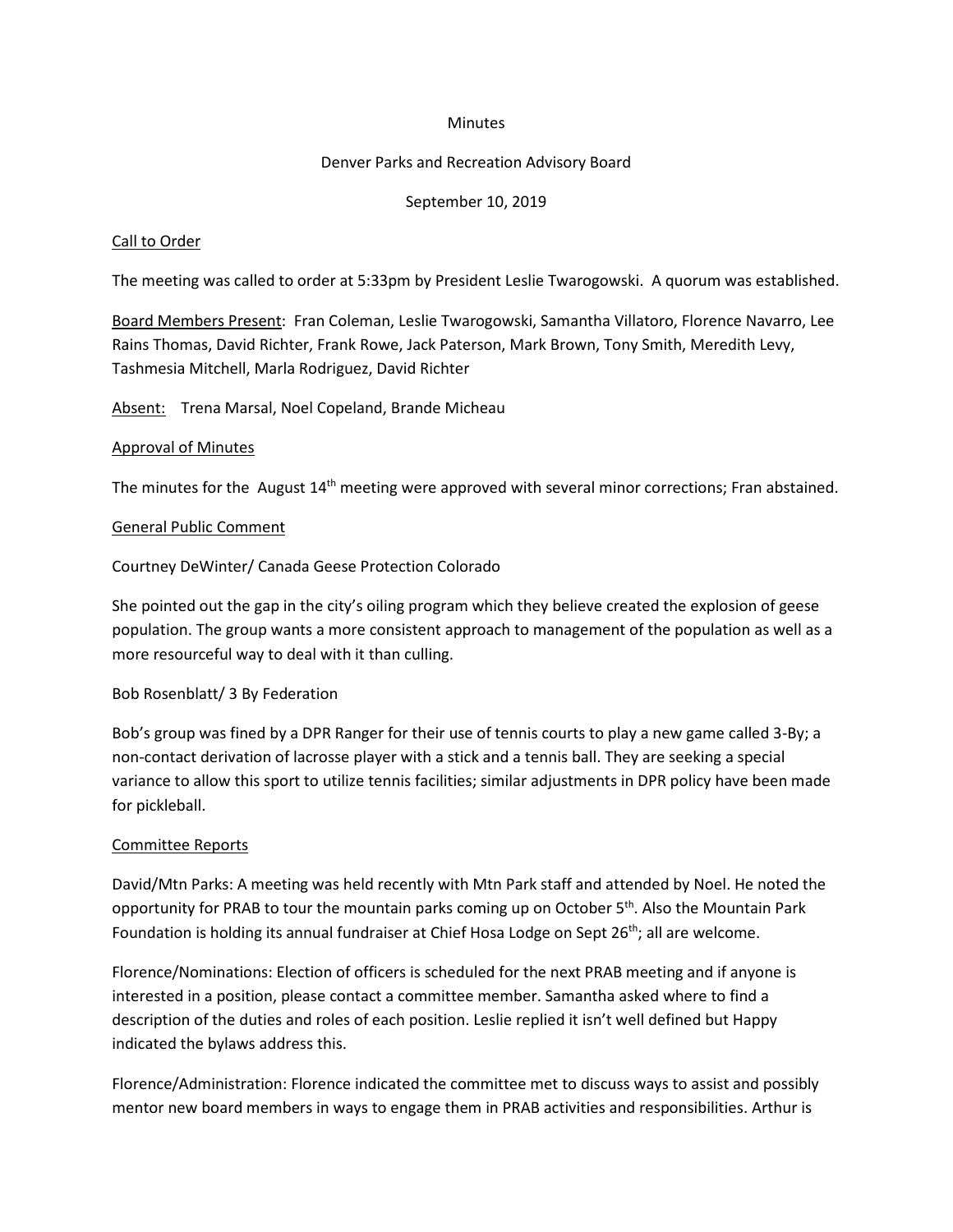Minutes

Denver Parks and Recreation Advisory Board

September 10, 2019

Call to Order

The meeting was called to order at 5:33pm by President Leslie Twarogowski. A quorum was established.

Board Members Present: Fran Coleman, Leslie Twarogowski, Samantha Villatoro, Florence Navarro, Lee Rains Thomas, David Richter, Frank Rowe, Jack Paterson, Mark Brown, Tony Smith, Meredith Levy, Tashmesia Mitchell, Marla Rodriguez, David Richter

Absent: Trena Marsal, Noel Copeland, Brande Micheau

Approval of Minutes

The minutes for the August 14th meeting were approved with several minor corrections; Fran abstained.

General Public Comment

Courtney DeWinter/ Canada Geese Protection Colorado

She pointed out the gap in the city's oiling program which they believe created the explosion of geese population. The group wants a more consistent approach to management of the population as well as a more resourceful way to deal with it than culling.

Bob Rosenblatt/ 3 By Federation

Bob's group was fined by a DPR Ranger for their use of tennis courts to play a new game called 3-By; a non-contact derivation of lacrosse player with a stick and a tennis ball. They are seeking a special variance to allow this sport to utilize tennis facilities; similar adjustments in DPR policy have been made for pickleball.

Committee Reports

David/Mtn Parks: A meeting was held recently with Mtn Park staff and attended by Noel. He noted the opportunity for PRAB to tour the mountain parks coming up on October 5th. Also the Mountain Park Foundation is holding its annual fundraiser at Chief Hosa Lodge on Sept 26th; all are welcome.

Florence/Nominations: Election of officers is scheduled for the next PRAB meeting and if anyone is interested in a position, please contact a committee member. Samantha asked where to find a description of the duties and roles of each position. Leslie replied it isn't well defined but Happy indicated the bylaws address this.

Florence/Administration: Florence indicated the committee met to discuss ways to assist and possibly mentor new board members in ways to engage them in PRAB activities and responsibilities. Arthur is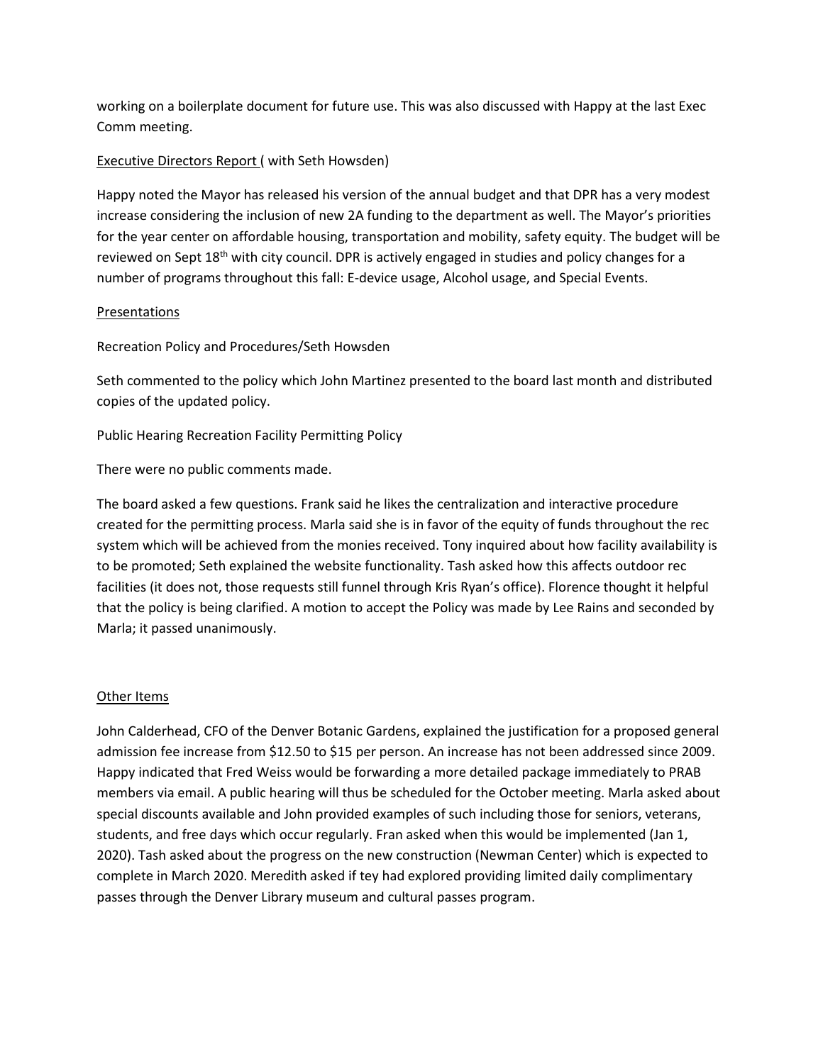working on a boilerplate document for future use. This was also discussed with Happy at the last Exec Comm meeting.

<u>Executive Directors Report</u> ( with Seth Howsden)

Happy noted the Mayor has released his version of the annual budget and that DPR has a very modest increase considering the inclusion of new 2A funding to the department as well. The Mayor's priorities for the year center on affordable housing, transportation and mobility, safety equity. The budget will be reviewed on Sept 18th with city council. DPR is actively engaged in studies and policy changes for a number of programs throughout this fall: E-device usage, Alcohol usage, and Special Events.

<u>Presentations</u>

Recreation Policy and Procedures/Seth Howsden

Seth commented to the policy which John Martinez presented to the board last month and distributed copies of the updated policy.

Public Hearing Recreation Facility Permitting Policy

There were no public comments made.

The board asked a few questions. Frank said he likes the centralization and interactive procedure created for the permitting process. Marla said she is in favor of the equity of funds throughout the rec system which will be achieved from the monies received. Tony inquired about how facility availability is to be promoted; Seth explained the website functionality. Tash asked how this affects outdoor rec facilities (it does not, those requests still funnel through Kris Ryan's office). Florence thought it helpful that the policy is being clarified. A motion to accept the Policy was made by Lee Rains and seconded by Marla; it passed unanimously.

<u>Other Items</u>

John Calderhead, CFO of the Denver Botanic Gardens, explained the justification for a proposed general admission fee increase from $12.50 to $15 per person. An increase has not been addressed since 2009. Happy indicated that Fred Weiss would be forwarding a more detailed package immediately to PRAB members via email. A public hearing will thus be scheduled for the October meeting. Marla asked about special discounts available and John provided examples of such including those for seniors, veterans, students, and free days which occur regularly. Fran asked when this would be implemented (Jan 1, 2020). Tash asked about the progress on the new construction (Newman Center) which is expected to complete in March 2020. Meredith asked if tey had explored providing limited daily complimentary passes through the Denver Library museum and cultural passes program.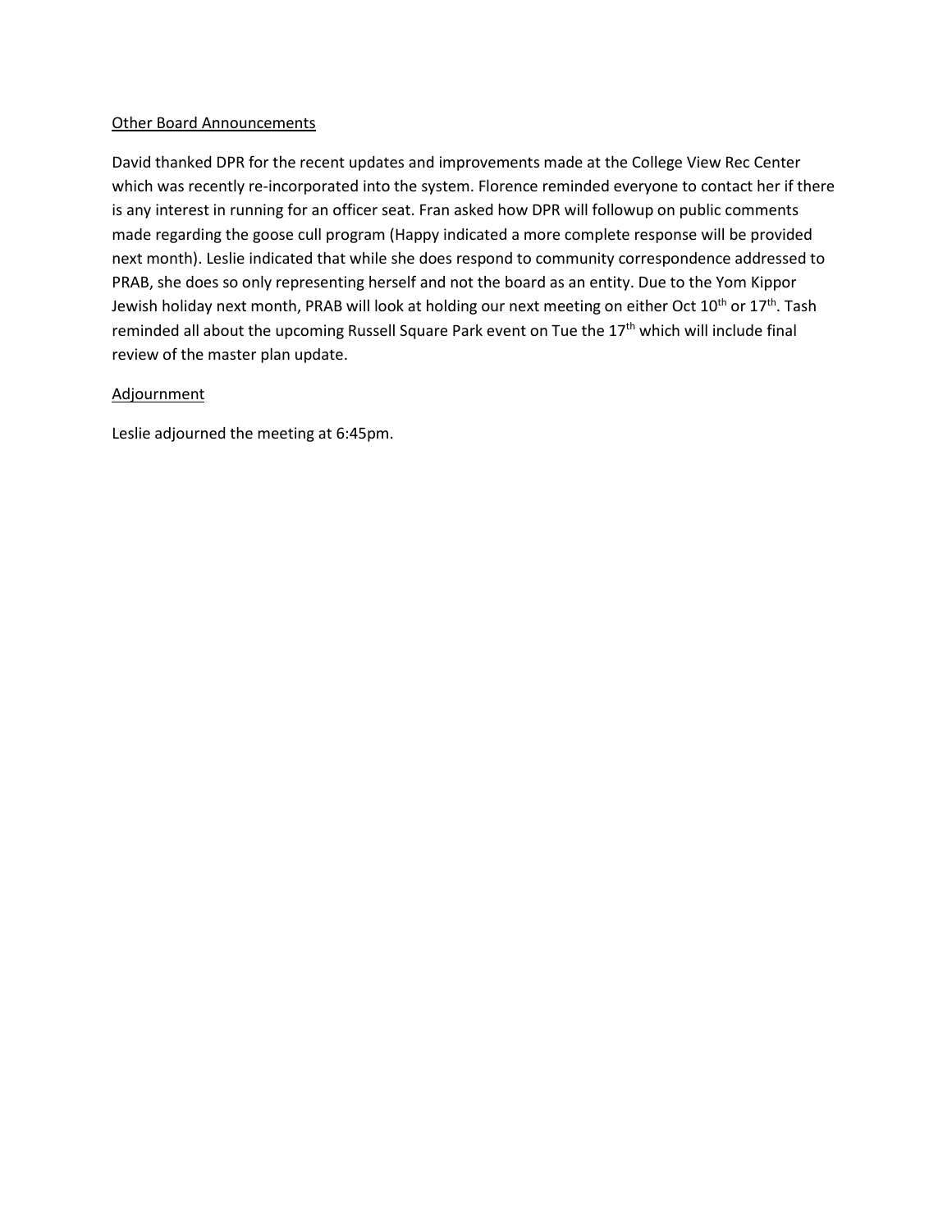<u>Other Board Announcements</u>

David thanked DPR for the recent updates and improvements made at the College View Rec Center which was recently re-incorporated into the system. Florence reminded everyone to contact her if there is any interest in running for an officer seat. Fran asked how DPR will followup on public comments made regarding the goose cull program (Happy indicated a more complete response will be provided next month). Leslie indicated that while she does respond to community correspondence addressed to PRAB, she does so only representing herself and not the board as an entity. Due to the Yom Kippor Jewish holiday next month, PRAB will look at holding our next meeting on either Oct 10th or 17th. Tash reminded all about the upcoming Russell Square Park event on Tue the 17th which will include final review of the master plan update.

<u>Adjournment</u>

Leslie adjourned the meeting at 6:45pm.